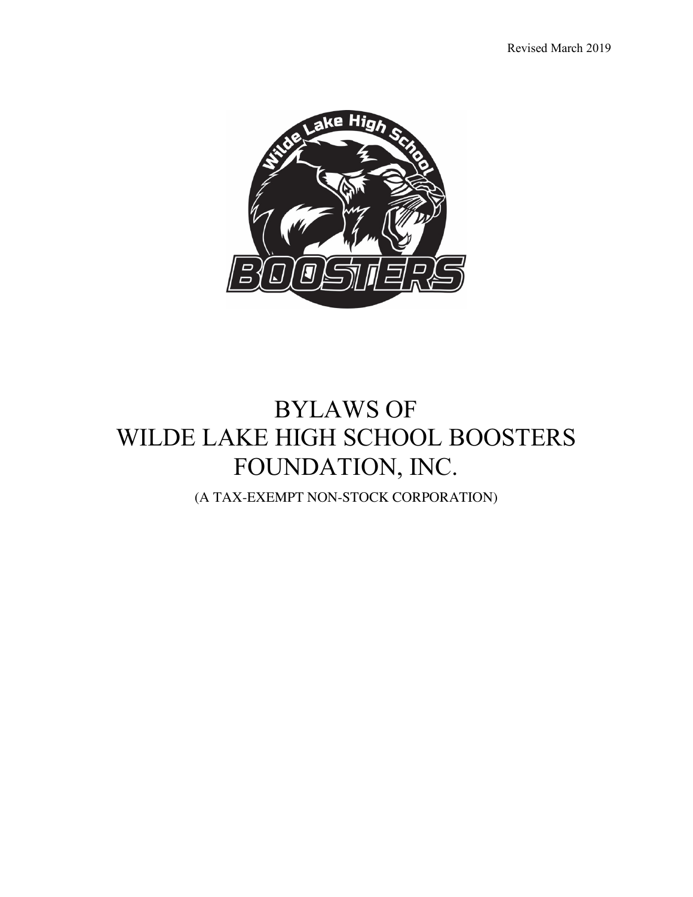Revised March 2019

# BYLAWS OF WILDE LAKE HIGH SCHOOL BOOSTERS FOUNDATION, INC.

(A TAX-EXEMPT NON-STOCK CORPORATION)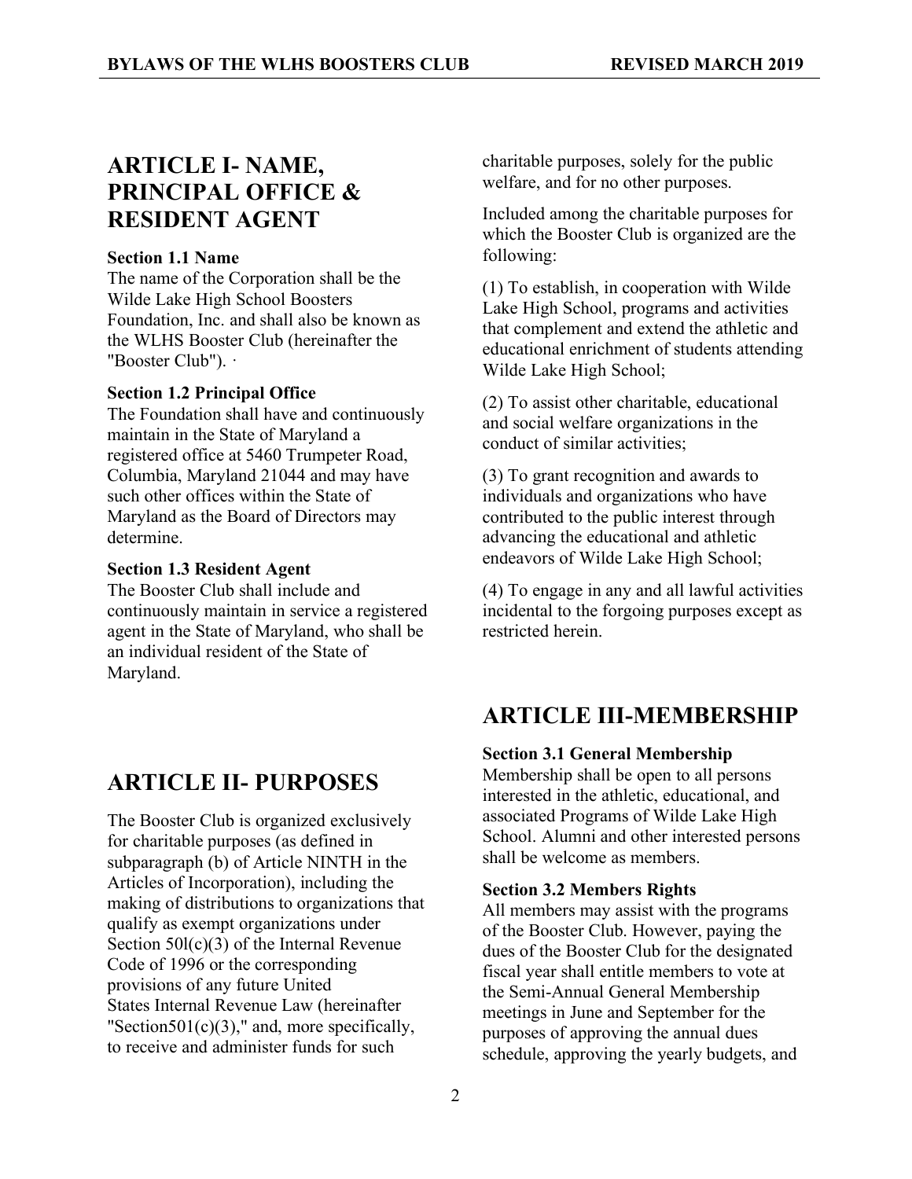## ARTICLE I- NAME, PRINCIPAL OFFICE & RESIDENT AGENT

**Section 1.1 Name**
The name of the Corporation shall be the Wilde Lake High School Boosters Foundation, Inc. and shall also be known as the WLHS Booster Club (hereinafter the "Booster Club"). ·

**Section 1.2 Principal Office**
The Foundation shall have and continuously maintain in the State of Maryland a registered office at 5460 Trumpeter Road, Columbia, Maryland 21044 and may have such other offices within the State of Maryland as the Board of Directors may determine.

**Section 1.3 Resident Agent**
The Booster Club shall include and continuously maintain in service a registered agent in the State of Maryland, who shall be an individual resident of the State of Maryland.

## ARTICLE II- PURPOSES

The Booster Club is organized exclusively for charitable purposes (as defined in subparagraph (b) of Article NINTH in the Articles of Incorporation), including the making of distributions to organizations that qualify as exempt organizations under Section 50l(c)(3) of the Internal Revenue Code of 1996 or the corresponding provisions of any future United States Internal Revenue Law (hereinafter "Section501(c)(3)," and, more specifically, to receive and administer funds for such charitable purposes, solely for the public welfare, and for no other purposes.

Included among the charitable purposes for which the Booster Club is organized are the following:

(1) To establish, in cooperation with Wilde Lake High School, programs and activities that complement and extend the athletic and educational enrichment of students attending Wilde Lake High School;

(2) To assist other charitable, educational and social welfare organizations in the conduct of similar activities;

(3) To grant recognition and awards to individuals and organizations who have contributed to the public interest through advancing the educational and athletic endeavors of Wilde Lake High School;

(4) To engage in any and all lawful activities incidental to the forgoing purposes except as restricted herein.

## ARTICLE III-MEMBERSHIP

**Section 3.1 General Membership**
Membership shall be open to all persons interested in the athletic, educational, and associated Programs of Wilde Lake High School. Alumni and other interested persons shall be welcome as members.

**Section 3.2 Members Rights**
All members may assist with the programs of the Booster Club. However, paying the dues of the Booster Club for the designated fiscal year shall entitle members to vote at the Semi-Annual General Membership meetings in June and September for the purposes of approving the annual dues schedule, approving the yearly budgets, and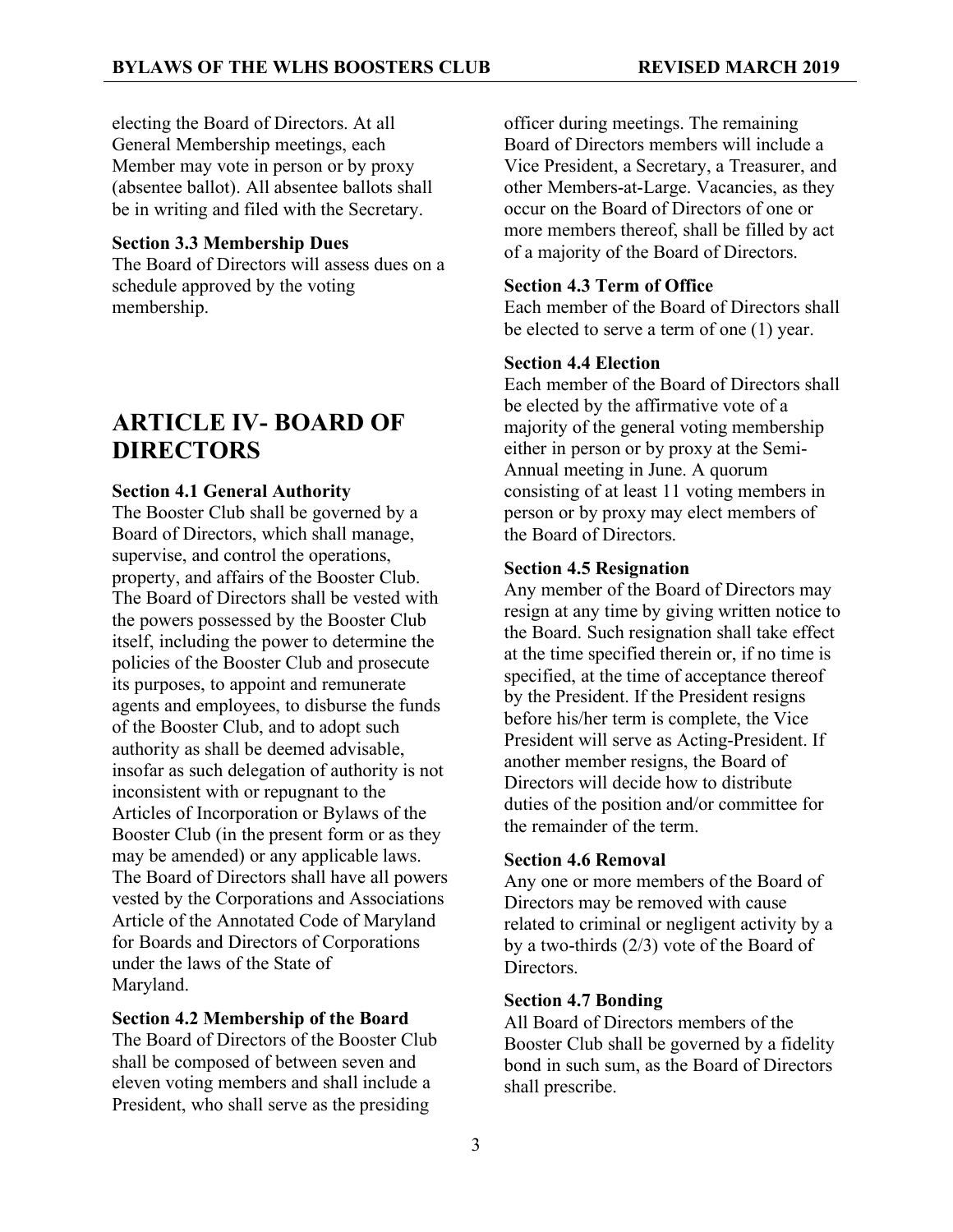electing the Board of Directors. At all General Membership meetings, each Member may vote in person or by proxy (absentee ballot). All absentee ballots shall be in writing and filed with the Secretary.

**Section 3.3 Membership Dues**
The Board of Directors will assess dues on a schedule approved by the voting membership.

# ARTICLE IV- BOARD OF DIRECTORS

**Section 4.1 General Authority**
The Booster Club shall be governed by a Board of Directors, which shall manage, supervise, and control the operations, property, and affairs of the Booster Club. The Board of Directors shall be vested with the powers possessed by the Booster Club itself, including the power to determine the policies of the Booster Club and prosecute its purposes, to appoint and remunerate agents and employees, to disburse the funds of the Booster Club, and to adopt such authority as shall be deemed advisable, insofar as such delegation of authority is not inconsistent with or repugnant to the Articles of Incorporation or Bylaws of the Booster Club (in the present form or as they may be amended) or any applicable laws. The Board of Directors shall have all powers vested by the Corporations and Associations Article of the Annotated Code of Maryland for Boards and Directors of Corporations under the laws of the State of Maryland.

**Section 4.2 Membership of the Board**
The Board of Directors of the Booster Club shall be composed of between seven and eleven voting members and shall include a President, who shall serve as the presiding officer during meetings. The remaining Board of Directors members will include a Vice President, a Secretary, a Treasurer, and other Members-at-Large. Vacancies, as they occur on the Board of Directors of one or more members thereof, shall be filled by act of a majority of the Board of Directors.

**Section 4.3 Term of Office**
Each member of the Board of Directors shall be elected to serve a term of one (1) year.

**Section 4.4 Election**
Each member of the Board of Directors shall be elected by the affirmative vote of a majority of the general voting membership either in person or by proxy at the Semi-Annual meeting in June. A quorum consisting of at least 11 voting members in person or by proxy may elect members of the Board of Directors.

**Section 4.5 Resignation**
Any member of the Board of Directors may resign at any time by giving written notice to the Board. Such resignation shall take effect at the time specified therein or, if no time is specified, at the time of acceptance thereof by the President. If the President resigns before his/her term is complete, the Vice President will serve as Acting-President. If another member resigns, the Board of Directors will decide how to distribute duties of the position and/or committee for the remainder of the term.

**Section 4.6 Removal**
Any one or more members of the Board of Directors may be removed with cause related to criminal or negligent activity by a by a two-thirds (2/3) vote of the Board of Directors.

**Section 4.7 Bonding**
All Board of Directors members of the Booster Club shall be governed by a fidelity bond in such sum, as the Board of Directors shall prescribe.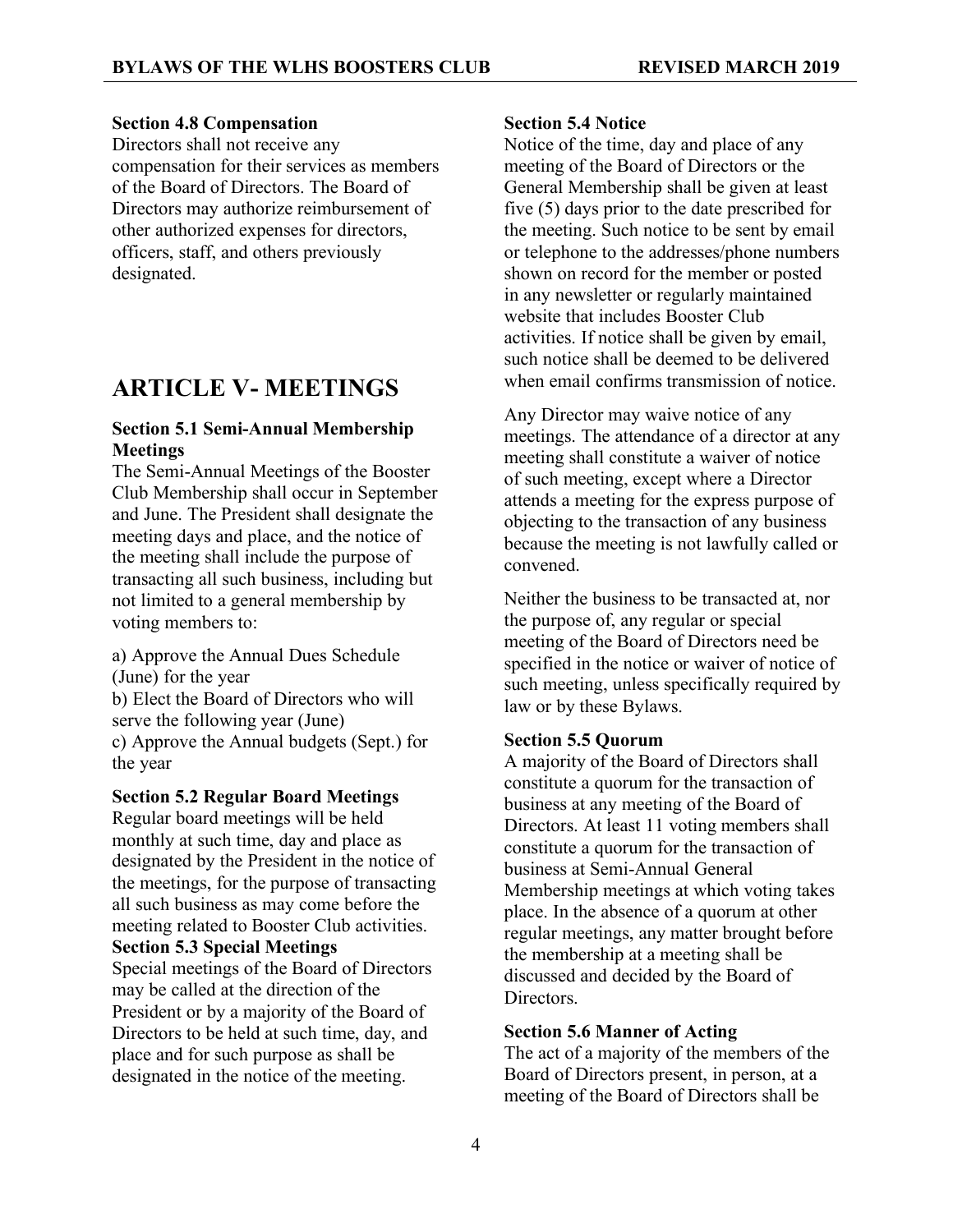### Section 4.8 Compensation

Directors shall not receive any compensation for their services as members of the Board of Directors. The Board of Directors may authorize reimbursement of other authorized expenses for directors, officers, staff, and others previously designated.

## ARTICLE V- MEETINGS

### Section 5.1 Semi-Annual Membership Meetings

The Semi-Annual Meetings of the Booster Club Membership shall occur in September and June. The President shall designate the meeting days and place, and the notice of the meeting shall include the purpose of transacting all such business, including but not limited to a general membership by voting members to:

a) Approve the Annual Dues Schedule (June) for the year
b) Elect the Board of Directors who will serve the following year (June)
c) Approve the Annual budgets (Sept.) for the year

### Section 5.2 Regular Board Meetings

Regular board meetings will be held monthly at such time, day and place as designated by the President in the notice of the meetings, for the purpose of transacting all such business as may come before the meeting related to Booster Club activities.

### Section 5.3 Special Meetings

Special meetings of the Board of Directors may be called at the direction of the President or by a majority of the Board of Directors to be held at such time, day, and place and for such purpose as shall be designated in the notice of the meeting.

### Section 5.4 Notice

Notice of the time, day and place of any meeting of the Board of Directors or the General Membership shall be given at least five (5) days prior to the date prescribed for the meeting. Such notice to be sent by email or telephone to the addresses/phone numbers shown on record for the member or posted in any newsletter or regularly maintained website that includes Booster Club activities. If notice shall be given by email, such notice shall be deemed to be delivered when email confirms transmission of notice.

Any Director may waive notice of any meetings. The attendance of a director at any meeting shall constitute a waiver of notice of such meeting, except where a Director attends a meeting for the express purpose of objecting to the transaction of any business because the meeting is not lawfully called or convened.

Neither the business to be transacted at, nor the purpose of, any regular or special meeting of the Board of Directors need be specified in the notice or waiver of notice of such meeting, unless specifically required by law or by these Bylaws.

### Section 5.5 Quorum

A majority of the Board of Directors shall constitute a quorum for the transaction of business at any meeting of the Board of Directors. At least 11 voting members shall constitute a quorum for the transaction of business at Semi-Annual General Membership meetings at which voting takes place. In the absence of a quorum at other regular meetings, any matter brought before the membership at a meeting shall be discussed and decided by the Board of Directors.

### Section 5.6 Manner of Acting

The act of a majority of the members of the Board of Directors present, in person, at a meeting of the Board of Directors shall be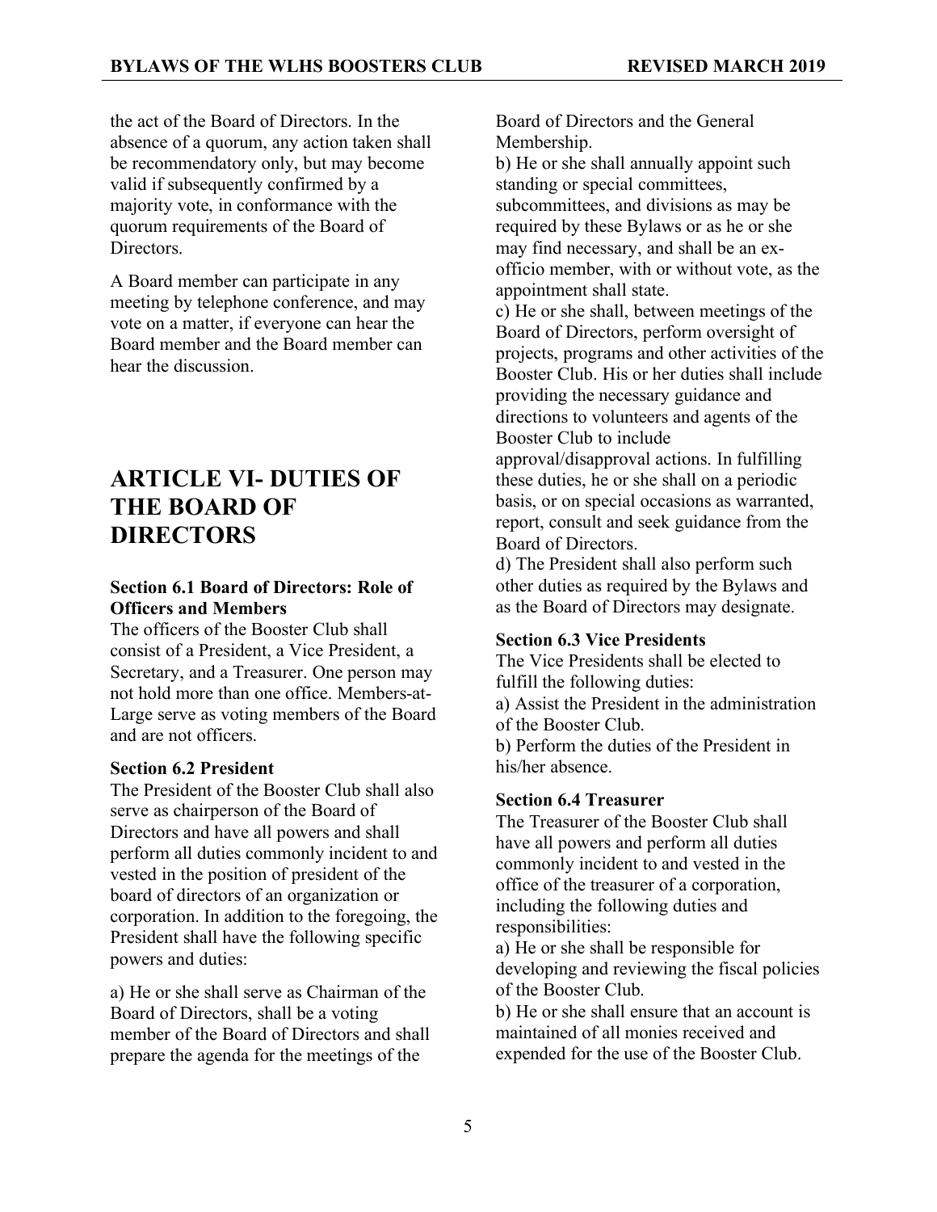the act of the Board of Directors. In the absence of a quorum, any action taken shall be recommendatory only, but may become valid if subsequently confirmed by a majority vote, in conformance with the quorum requirements of the Board of Directors.

A Board member can participate in any meeting by telephone conference, and may vote on a matter, if everyone can hear the Board member and the Board member can hear the discussion.

# ARTICLE VI- DUTIES OF THE BOARD OF DIRECTORS

### Section 6.1 Board of Directors: Role of Officers and Members

The officers of the Booster Club shall consist of a President, a Vice President, a Secretary, and a Treasurer. One person may not hold more than one office. Members-at-Large serve as voting members of the Board and are not officers.

### Section 6.2 President

The President of the Booster Club shall also serve as chairperson of the Board of Directors and have all powers and shall perform all duties commonly incident to and vested in the position of president of the board of directors of an organization or corporation. In addition to the foregoing, the President shall have the following specific powers and duties:

a) He or she shall serve as Chairman of the Board of Directors, shall be a voting member of the Board of Directors and shall prepare the agenda for the meetings of the Board of Directors and the General Membership.
b) He or she shall annually appoint such standing or special committees, subcommittees, and divisions as may be required by these Bylaws or as he or she may find necessary, and shall be an ex-officio member, with or without vote, as the appointment shall state.
c) He or she shall, between meetings of the Board of Directors, perform oversight of projects, programs and other activities of the Booster Club. His or her duties shall include providing the necessary guidance and directions to volunteers and agents of the Booster Club to include approval/disapproval actions. In fulfilling these duties, he or she shall on a periodic basis, or on special occasions as warranted, report, consult and seek guidance from the Board of Directors.
d) The President shall also perform such other duties as required by the Bylaws and as the Board of Directors may designate.

### Section 6.3 Vice Presidents

The Vice Presidents shall be elected to fulfill the following duties:
a) Assist the President in the administration of the Booster Club.
b) Perform the duties of the President in his/her absence.

### Section 6.4 Treasurer

The Treasurer of the Booster Club shall have all powers and perform all duties commonly incident to and vested in the office of the treasurer of a corporation, including the following duties and responsibilities:
a) He or she shall be responsible for developing and reviewing the fiscal policies of the Booster Club.
b) He or she shall ensure that an account is maintained of all monies received and expended for the use of the Booster Club.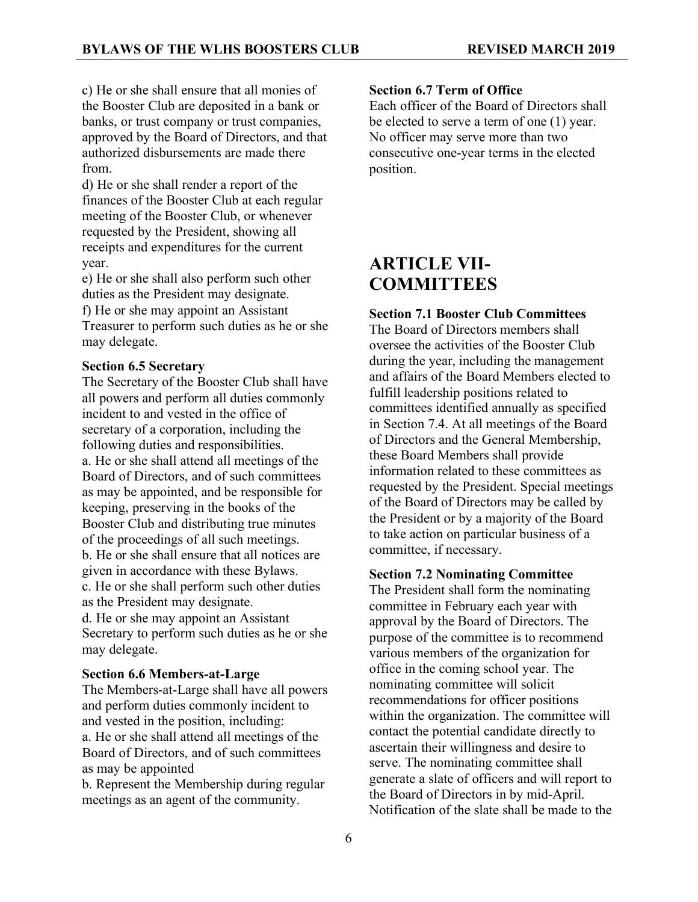c) He or she shall ensure that all monies of the Booster Club are deposited in a bank or banks, or trust company or trust companies, approved by the Board of Directors, and that authorized disbursements are made there from.

d) He or she shall render a report of the finances of the Booster Club at each regular meeting of the Booster Club, or whenever requested by the President, showing all receipts and expenditures for the current year.

e) He or she shall also perform such other duties as the President may designate.

f) He or she may appoint an Assistant Treasurer to perform such duties as he or she may delegate.

**Section 6.5 Secretary**

The Secretary of the Booster Club shall have all powers and perform all duties commonly incident to and vested in the office of secretary of a corporation, including the following duties and responsibilities.

a. He or she shall attend all meetings of the Board of Directors, and of such committees as may be appointed, and be responsible for keeping, preserving in the books of the Booster Club and distributing true minutes of the proceedings of all such meetings.

b. He or she shall ensure that all notices are given in accordance with these Bylaws.

c. He or she shall perform such other duties as the President may designate.

d. He or she may appoint an Assistant Secretary to perform such duties as he or she may delegate.

**Section 6.6 Members-at-Large**

The Members-at-Large shall have all powers and perform duties commonly incident to and vested in the position, including:

a. He or she shall attend all meetings of the Board of Directors, and of such committees as may be appointed

b. Represent the Membership during regular meetings as an agent of the community.

**Section 6.7 Term of Office**

Each officer of the Board of Directors shall be elected to serve a term of one (1) year. No officer may serve more than two consecutive one-year terms in the elected position.

# ARTICLE VII- COMMITTEES

**Section 7.1 Booster Club Committees**

The Board of Directors members shall oversee the activities of the Booster Club during the year, including the management and affairs of the Board Members elected to fulfill leadership positions related to committees identified annually as specified in Section 7.4. At all meetings of the Board of Directors and the General Membership, these Board Members shall provide information related to these committees as requested by the President. Special meetings of the Board of Directors may be called by the President or by a majority of the Board to take action on particular business of a committee, if necessary.

**Section 7.2 Nominating Committee**

The President shall form the nominating committee in February each year with approval by the Board of Directors. The purpose of the committee is to recommend various members of the organization for office in the coming school year. The nominating committee will solicit recommendations for officer positions within the organization. The committee will contact the potential candidate directly to ascertain their willingness and desire to serve. The nominating committee shall generate a slate of officers and will report to the Board of Directors in by mid-April. Notification of the slate shall be made to the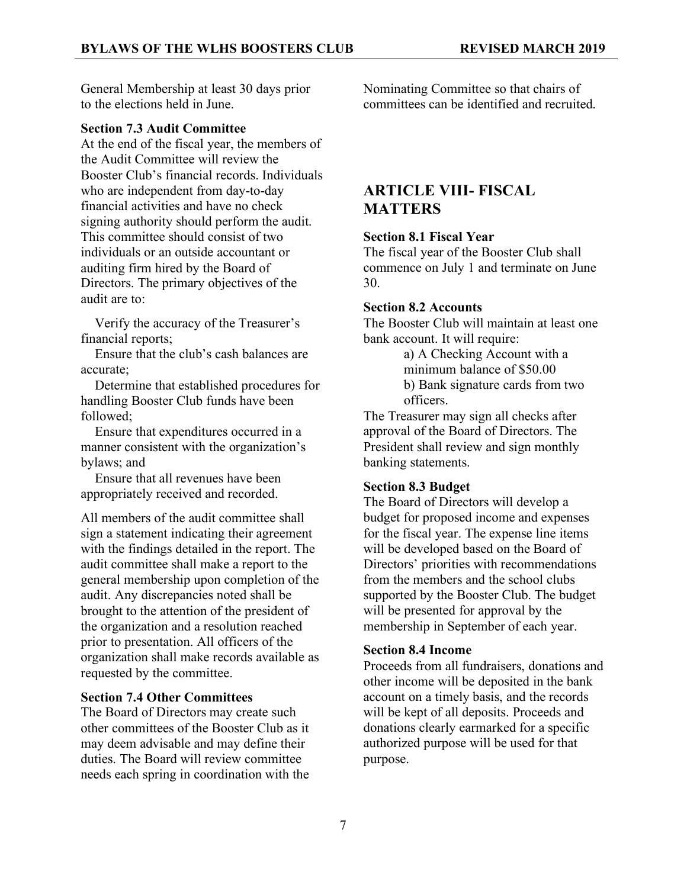General Membership at least 30 days prior to the elections held in June.

**Section 7.3 Audit Committee**

At the end of the fiscal year, the members of the Audit Committee will review the Booster Club's financial records. Individuals who are independent from day-to-day financial activities and have no check signing authority should perform the audit. This committee should consist of two individuals or an outside accountant or auditing firm hired by the Board of Directors. The primary objectives of the audit are to:

Verify the accuracy of the Treasurer's financial reports;

Ensure that the club's cash balances are accurate;

Determine that established procedures for handling Booster Club funds have been followed;

Ensure that expenditures occurred in a manner consistent with the organization's bylaws; and

Ensure that all revenues have been appropriately received and recorded.

All members of the audit committee shall sign a statement indicating their agreement with the findings detailed in the report. The audit committee shall make a report to the general membership upon completion of the audit. Any discrepancies noted shall be brought to the attention of the president of the organization and a resolution reached prior to presentation. All officers of the organization shall make records available as requested by the committee.

**Section 7.4 Other Committees**

The Board of Directors may create such other committees of the Booster Club as it may deem advisable and may define their duties. The Board will review committee needs each spring in coordination with the Nominating Committee so that chairs of committees can be identified and recruited.

## ARTICLE VIII- FISCAL MATTERS

**Section 8.1 Fiscal Year**

The fiscal year of the Booster Club shall commence on July 1 and terminate on June 30.

**Section 8.2 Accounts**

The Booster Club will maintain at least one bank account. It will require:

a) A Checking Account with a minimum balance of $50.00

b) Bank signature cards from two officers.

The Treasurer may sign all checks after approval of the Board of Directors. The President shall review and sign monthly banking statements.

**Section 8.3 Budget**

The Board of Directors will develop a budget for proposed income and expenses for the fiscal year. The expense line items will be developed based on the Board of Directors' priorities with recommendations from the members and the school clubs supported by the Booster Club. The budget will be presented for approval by the membership in September of each year.

**Section 8.4 Income**

Proceeds from all fundraisers, donations and other income will be deposited in the bank account on a timely basis, and the records will be kept of all deposits. Proceeds and donations clearly earmarked for a specific authorized purpose will be used for that purpose.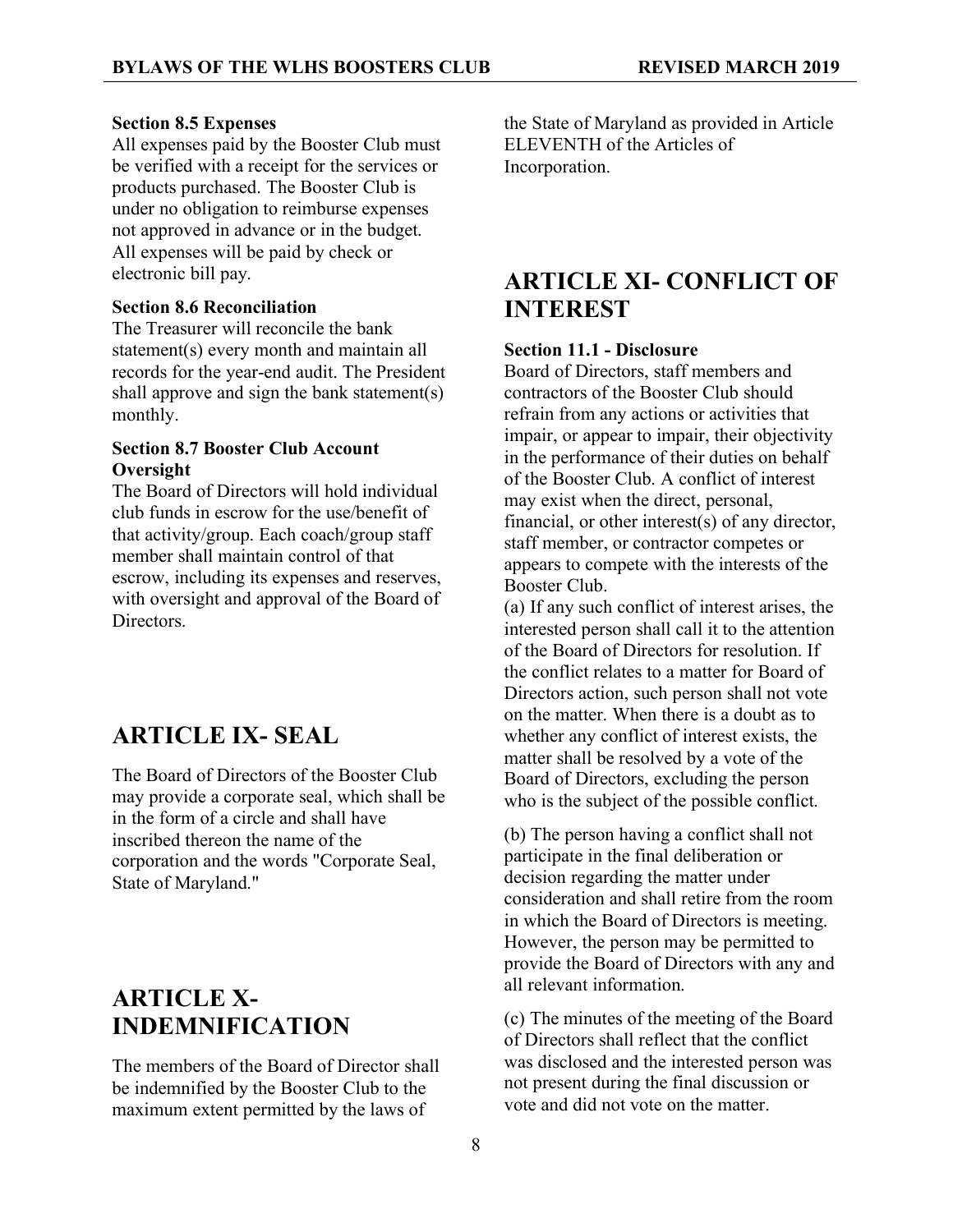**Section 8.5 Expenses**
All expenses paid by the Booster Club must be verified with a receipt for the services or products purchased. The Booster Club is under no obligation to reimburse expenses not approved in advance or in the budget. All expenses will be paid by check or electronic bill pay.

**Section 8.6 Reconciliation**
The Treasurer will reconcile the bank statement(s) every month and maintain all records for the year-end audit. The President shall approve and sign the bank statement(s) monthly.

**Section 8.7 Booster Club Account Oversight**
The Board of Directors will hold individual club funds in escrow for the use/benefit of that activity/group. Each coach/group staff member shall maintain control of that escrow, including its expenses and reserves, with oversight and approval of the Board of Directors.

## ARTICLE IX- SEAL

The Board of Directors of the Booster Club may provide a corporate seal, which shall be in the form of a circle and shall have inscribed thereon the name of the corporation and the words "Corporate Seal, State of Maryland."

## ARTICLE X- INDEMNIFICATION

The members of the Board of Director shall be indemnified by the Booster Club to the maximum extent permitted by the laws of the State of Maryland as provided in Article ELEVENTH of the Articles of Incorporation.

## ARTICLE XI- CONFLICT OF INTEREST

**Section 11.1 - Disclosure**
Board of Directors, staff members and contractors of the Booster Club should refrain from any actions or activities that impair, or appear to impair, their objectivity in the performance of their duties on behalf of the Booster Club. A conflict of interest may exist when the direct, personal, financial, or other interest(s) of any director, staff member, or contractor competes or appears to compete with the interests of the Booster Club.

(a) If any such conflict of interest arises, the interested person shall call it to the attention of the Board of Directors for resolution. If the conflict relates to a matter for Board of Directors action, such person shall not vote on the matter. When there is a doubt as to whether any conflict of interest exists, the matter shall be resolved by a vote of the Board of Directors, excluding the person who is the subject of the possible conflict.

(b) The person having a conflict shall not participate in the final deliberation or decision regarding the matter under consideration and shall retire from the room in which the Board of Directors is meeting. However, the person may be permitted to provide the Board of Directors with any and all relevant information.

(c) The minutes of the meeting of the Board of Directors shall reflect that the conflict was disclosed and the interested person was not present during the final discussion or vote and did not vote on the matter.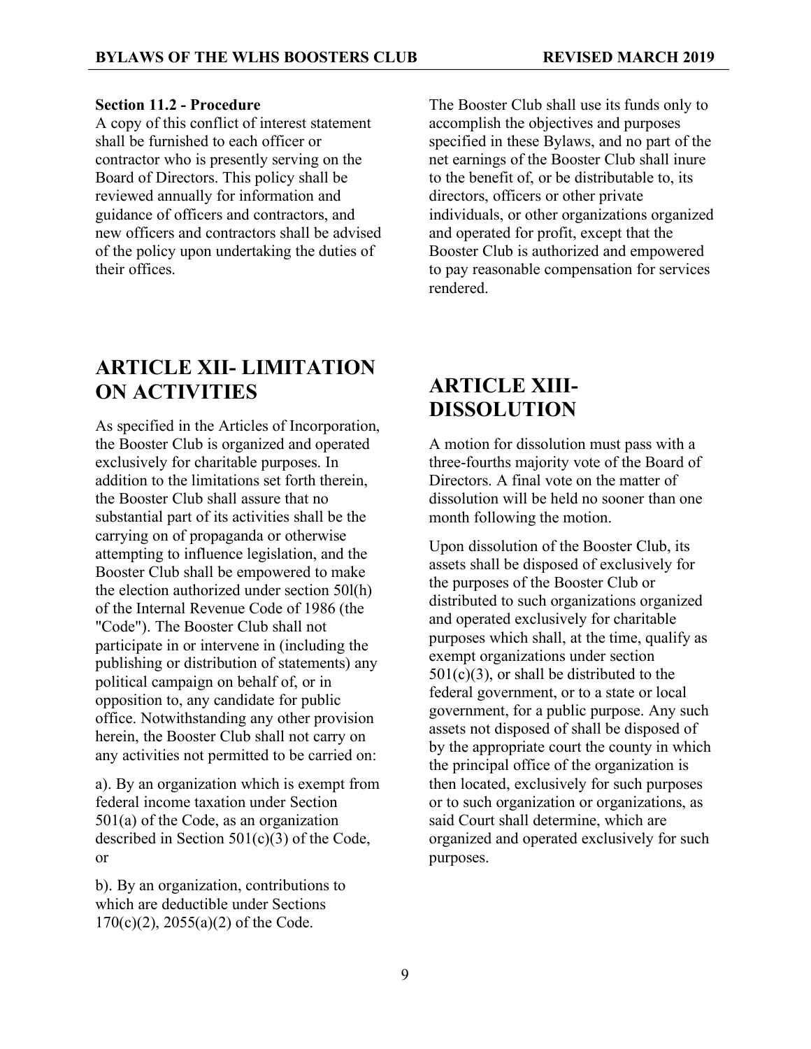**Section 11.2 - Procedure**

A copy of this conflict of interest statement shall be furnished to each officer or contractor who is presently serving on the Board of Directors. This policy shall be reviewed annually for information and guidance of officers and contractors, and new officers and contractors shall be advised of the policy upon undertaking the duties of their offices.

# ARTICLE XII- LIMITATION ON ACTIVITIES

As specified in the Articles of Incorporation, the Booster Club is organized and operated exclusively for charitable purposes. In addition to the limitations set forth therein, the Booster Club shall assure that no substantial part of its activities shall be the carrying on of propaganda or otherwise attempting to influence legislation, and the Booster Club shall be empowered to make the election authorized under section 50l(h) of the Internal Revenue Code of 1986 (the "Code"). The Booster Club shall not participate in or intervene in (including the publishing or distribution of statements) any political campaign on behalf of, or in opposition to, any candidate for public office. Notwithstanding any other provision herein, the Booster Club shall not carry on any activities not permitted to be carried on:

a). By an organization which is exempt from federal income taxation under Section 501(a) of the Code, as an organization described in Section 501(c)(3) of the Code, or

b). By an organization, contributions to which are deductible under Sections 170(c)(2), 2055(a)(2) of the Code.

The Booster Club shall use its funds only to accomplish the objectives and purposes specified in these Bylaws, and no part of the net earnings of the Booster Club shall inure to the benefit of, or be distributable to, its directors, officers or other private individuals, or other organizations organized and operated for profit, except that the Booster Club is authorized and empowered to pay reasonable compensation for services rendered.

# ARTICLE XIII- DISSOLUTION

A motion for dissolution must pass with a three-fourths majority vote of the Board of Directors. A final vote on the matter of dissolution will be held no sooner than one month following the motion.

Upon dissolution of the Booster Club, its assets shall be disposed of exclusively for the purposes of the Booster Club or distributed to such organizations organized and operated exclusively for charitable purposes which shall, at the time, qualify as exempt organizations under section 501(c)(3), or shall be distributed to the federal government, or to a state or local government, for a public purpose. Any such assets not disposed of shall be disposed of by the appropriate court the county in which the principal office of the organization is then located, exclusively for such purposes or to such organization or organizations, as said Court shall determine, which are organized and operated exclusively for such purposes.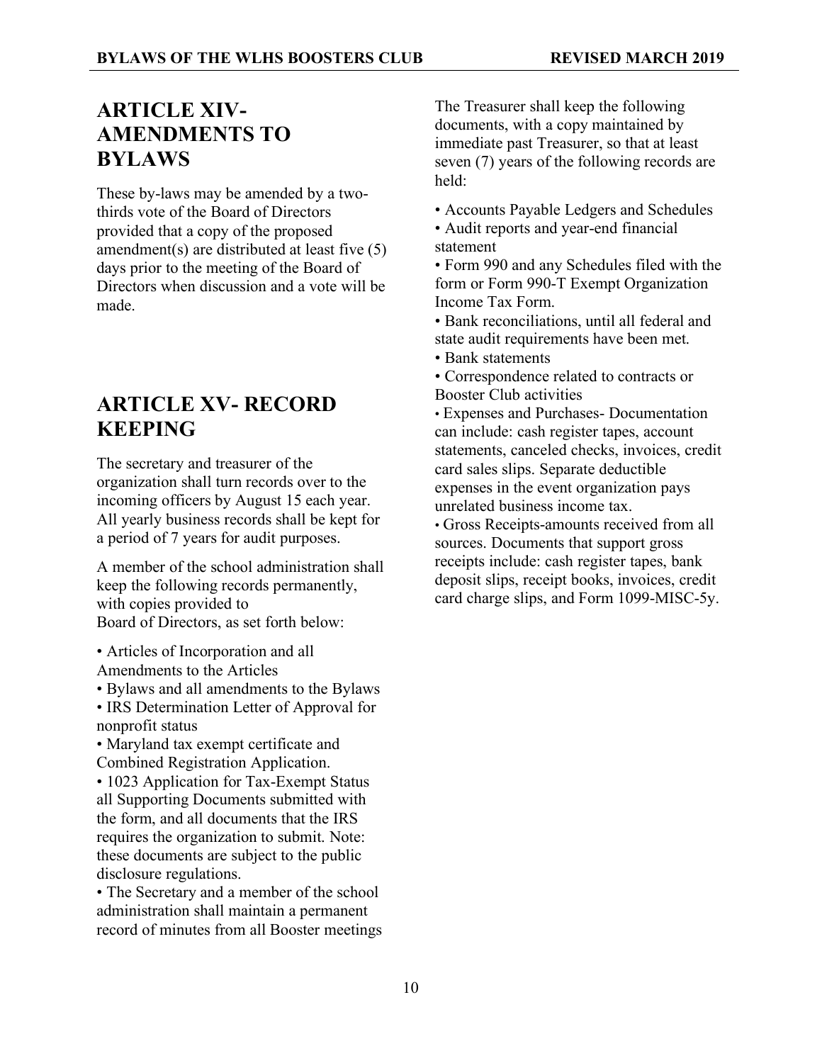## ARTICLE XIV- AMENDMENTS TO BYLAWS

These by-laws may be amended by a two-thirds vote of the Board of Directors provided that a copy of the proposed amendment(s) are distributed at least five (5) days prior to the meeting of the Board of Directors when discussion and a vote will be made.

## ARTICLE XV- RECORD KEEPING

The secretary and treasurer of the organization shall turn records over to the incoming officers by August 15 each year. All yearly business records shall be kept for a period of 7 years for audit purposes.

A member of the school administration shall keep the following records permanently, with copies provided to Board of Directors, as set forth below:

- Articles of Incorporation and all Amendments to the Articles
- Bylaws and all amendments to the Bylaws
- IRS Determination Letter of Approval for nonprofit status
- Maryland tax exempt certificate and Combined Registration Application.
- 1023 Application for Tax-Exempt Status all Supporting Documents submitted with the form, and all documents that the IRS requires the organization to submit. Note: these documents are subject to the public disclosure regulations.
- The Secretary and a member of the school administration shall maintain a permanent record of minutes from all Booster meetings

The Treasurer shall keep the following documents, with a copy maintained by immediate past Treasurer, so that at least seven (7) years of the following records are held:

- Accounts Payable Ledgers and Schedules
- Audit reports and year-end financial statement
- Form 990 and any Schedules filed with the form or Form 990-T Exempt Organization Income Tax Form.
- Bank reconciliations, until all federal and state audit requirements have been met.
- Bank statements
- Correspondence related to contracts or Booster Club activities
- Expenses and Purchases- Documentation can include: cash register tapes, account statements, canceled checks, invoices, credit card sales slips. Separate deductible expenses in the event organization pays unrelated business income tax.
- Gross Receipts-amounts received from all sources. Documents that support gross receipts include: cash register tapes, bank deposit slips, receipt books, invoices, credit card charge slips, and Form 1099-MISC-5y.